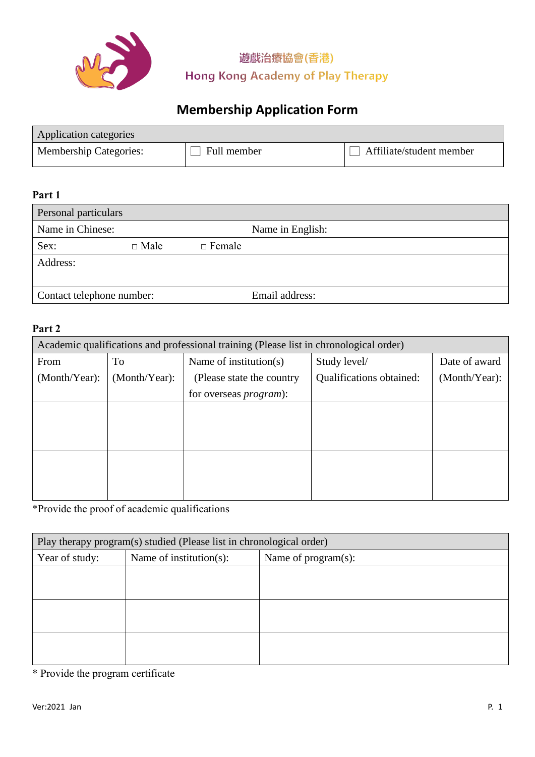遊戲治療協會(香港)

Hong Kong Academy of Play Therapy

# Membership Application Form

| Application categories | | |
|---|---|---|
| Membership Categories: | ☐ Full member | ☐ Affiliate/student member |

**Part 1**

| Personal particulars | | |
|---|---|---|
| Name in Chinese: | Name in English: | |
| Sex: | □ Male | □ Female |
| Address: | | |
| Contact telephone number: | Email address: | |

**Part 2**

| Academic qualifications and professional training (Please list in chronological order) | | | | |
|---|---|---|---|---|
| From (Month/Year): | To (Month/Year): | Name of institution(s) (Please state the country for overseas *program*): | Study level/ Qualifications obtained: | Date of award (Month/Year): |
| | | | | |
| | | | | |

*Provide the proof of academic qualifications

| Play therapy program(s) studied (Please list in chronological order) | | |
|---|---|---|
| Year of study: | Name of institution(s): | Name of program(s): |
| | | |
| | | |
| | | |

* Provide the program certificate

Ver:2021 Jan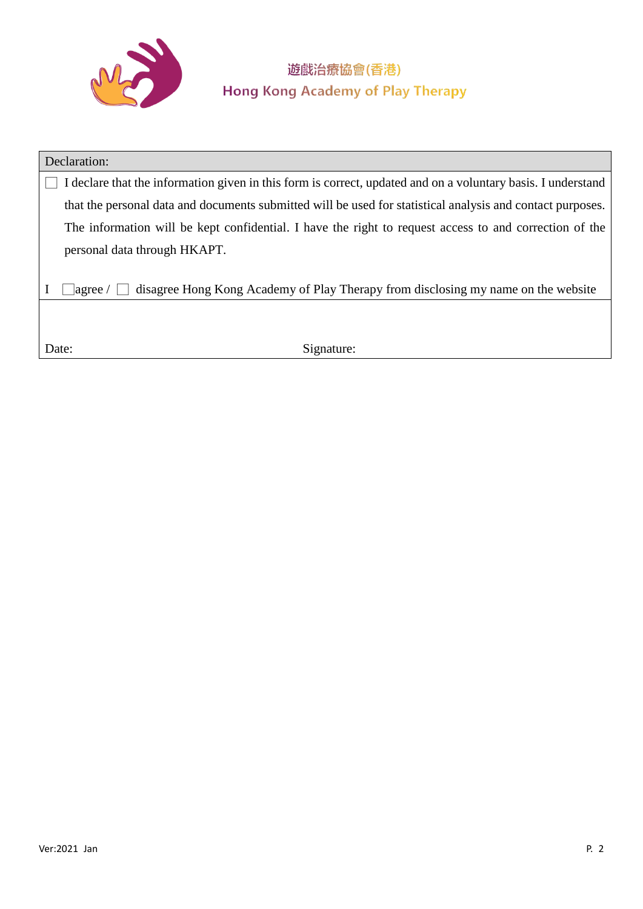遊戲治療協會(香港)
Hong Kong Academy of Play Therapy

| Declaration: |
| --- |
| ☐ I declare that the information given in this form is correct, updated and on a voluntary basis. I understand that the personal data and documents submitted will be used for statistical analysis and contact purposes. The information will be kept confidential. I have the right to request access to and correction of the personal data through HKAPT.<br><br>I ☐agree / ☐ disagree Hong Kong Academy of Play Therapy from disclosing my name on the website |
| Date: Signature: |

Ver:2021 Jan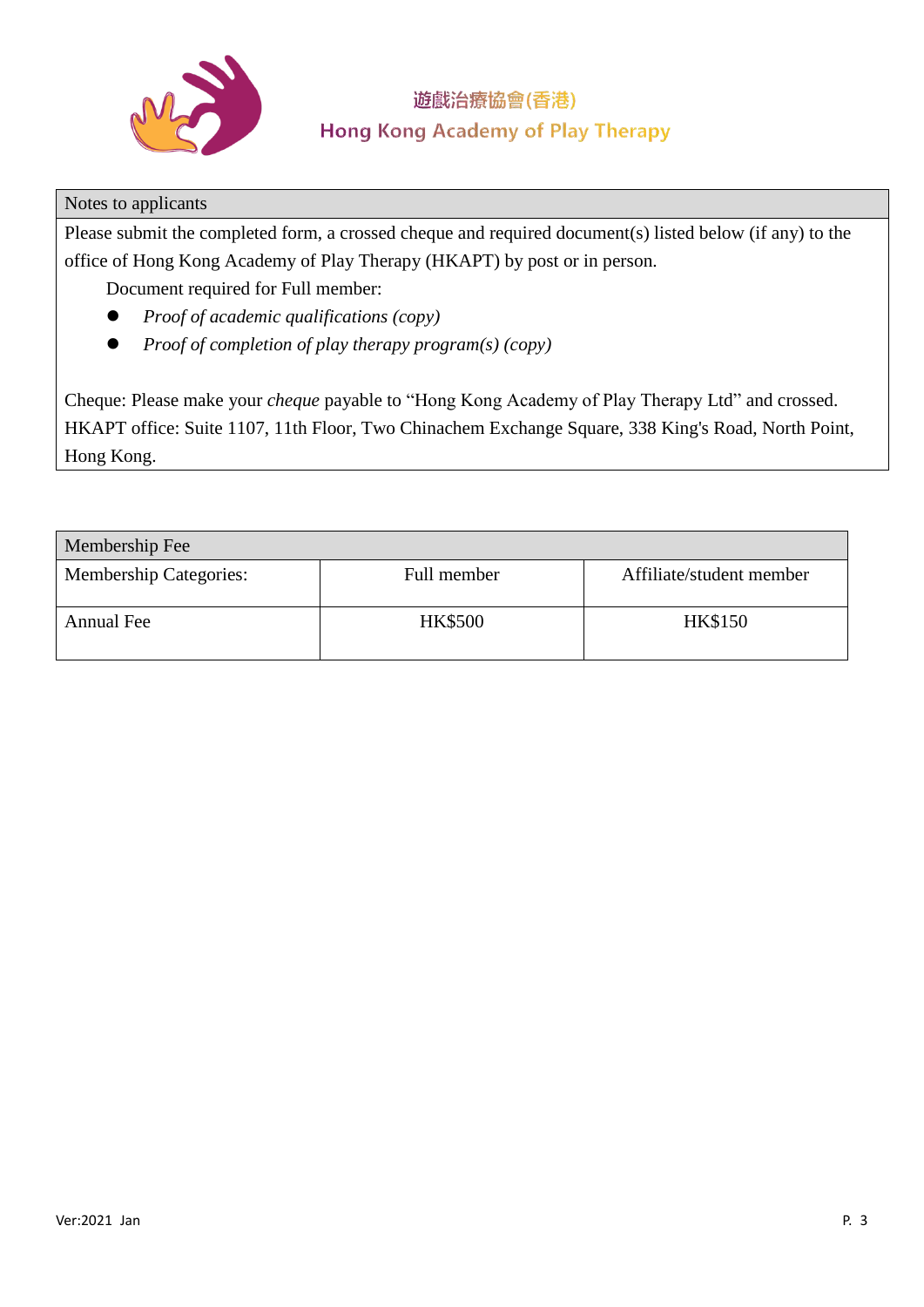遊戲治療協會(香港)
Hong Kong Academy of Play Therapy

| Notes to applicants |
|---|
| Please submit the completed form, a crossed cheque and required document(s) listed below (if any) to the office of Hong Kong Academy of Play Therapy (HKAPT) by post or in person.<br>Document required for Full member:<br>● *Proof of academic qualifications (copy)*<br>● *Proof of completion of play therapy program(s) (copy)*<br><br>Cheque: Please make your *cheque* payable to "Hong Kong Academy of Play Therapy Ltd" and crossed.<br>HKAPT office: Suite 1107, 11th Floor, Two Chinachem Exchange Square, 338 King's Road, North Point, Hong Kong. |

| Membership Fee | | |
|---|---|---|
| Membership Categories: | Full member | Affiliate/student member |
| Annual Fee | HK$500 | HK$150 |

Ver:2021 Jan